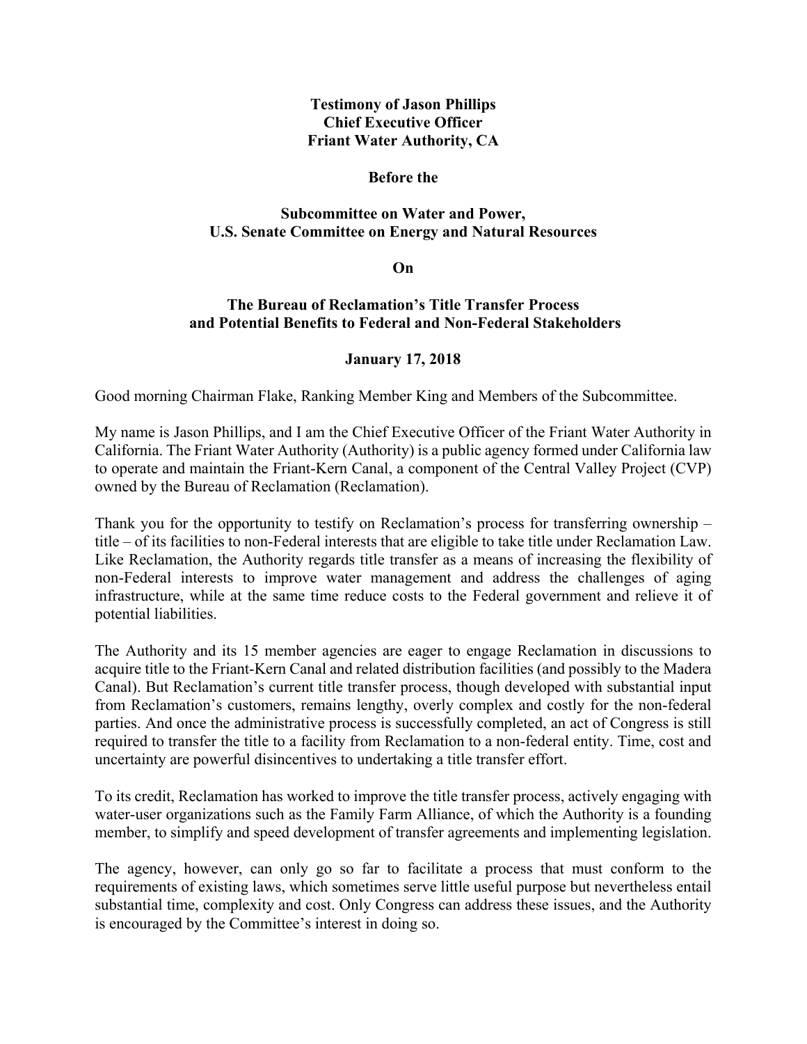**Testimony of Jason Phillips**
**Chief Executive Officer**
**Friant Water Authority, CA**

**Before the**

**Subcommittee on Water and Power,**
**U.S. Senate Committee on Energy and Natural Resources**

**On**

**The Bureau of Reclamation's Title Transfer Process**
**and Potential Benefits to Federal and Non-Federal Stakeholders**

**January 17, 2018**

Good morning Chairman Flake, Ranking Member King and Members of the Subcommittee.

My name is Jason Phillips, and I am the Chief Executive Officer of the Friant Water Authority in California. The Friant Water Authority (Authority) is a public agency formed under California law to operate and maintain the Friant-Kern Canal, a component of the Central Valley Project (CVP) owned by the Bureau of Reclamation (Reclamation).

Thank you for the opportunity to testify on Reclamation's process for transferring ownership – title – of its facilities to non-Federal interests that are eligible to take title under Reclamation Law. Like Reclamation, the Authority regards title transfer as a means of increasing the flexibility of non-Federal interests to improve water management and address the challenges of aging infrastructure, while at the same time reduce costs to the Federal government and relieve it of potential liabilities.

The Authority and its 15 member agencies are eager to engage Reclamation in discussions to acquire title to the Friant-Kern Canal and related distribution facilities (and possibly to the Madera Canal). But Reclamation's current title transfer process, though developed with substantial input from Reclamation's customers, remains lengthy, overly complex and costly for the non-federal parties. And once the administrative process is successfully completed, an act of Congress is still required to transfer the title to a facility from Reclamation to a non-federal entity. Time, cost and uncertainty are powerful disincentives to undertaking a title transfer effort.

To its credit, Reclamation has worked to improve the title transfer process, actively engaging with water-user organizations such as the Family Farm Alliance, of which the Authority is a founding member, to simplify and speed development of transfer agreements and implementing legislation.

The agency, however, can only go so far to facilitate a process that must conform to the requirements of existing laws, which sometimes serve little useful purpose but nevertheless entail substantial time, complexity and cost. Only Congress can address these issues, and the Authority is encouraged by the Committee's interest in doing so.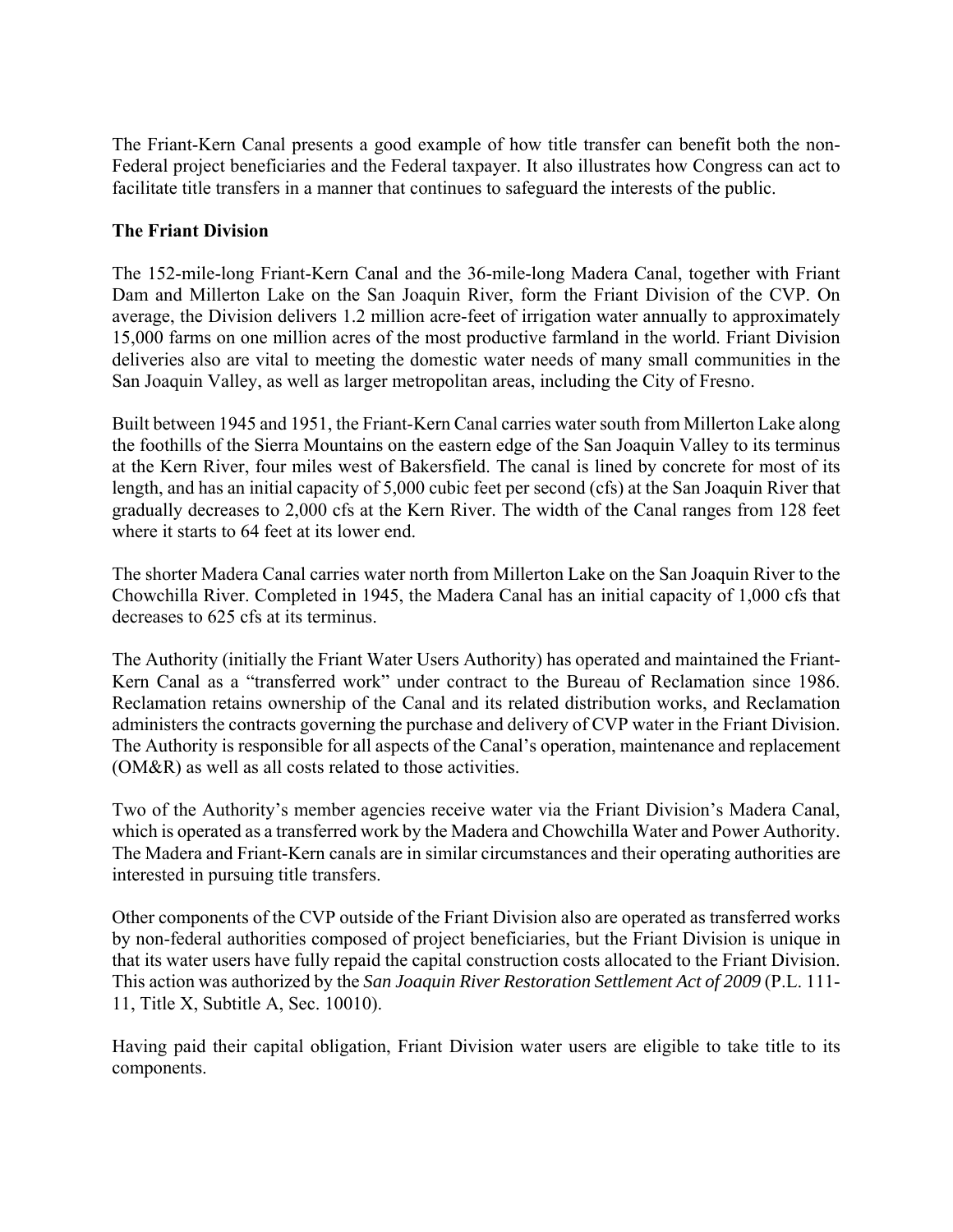The Friant-Kern Canal presents a good example of how title transfer can benefit both the non-Federal project beneficiaries and the Federal taxpayer. It also illustrates how Congress can act to facilitate title transfers in a manner that continues to safeguard the interests of the public.

**The Friant Division**

The 152-mile-long Friant-Kern Canal and the 36-mile-long Madera Canal, together with Friant Dam and Millerton Lake on the San Joaquin River, form the Friant Division of the CVP. On average, the Division delivers 1.2 million acre-feet of irrigation water annually to approximately 15,000 farms on one million acres of the most productive farmland in the world. Friant Division deliveries also are vital to meeting the domestic water needs of many small communities in the San Joaquin Valley, as well as larger metropolitan areas, including the City of Fresno.

Built between 1945 and 1951, the Friant-Kern Canal carries water south from Millerton Lake along the foothills of the Sierra Mountains on the eastern edge of the San Joaquin Valley to its terminus at the Kern River, four miles west of Bakersfield. The canal is lined by concrete for most of its length, and has an initial capacity of 5,000 cubic feet per second (cfs) at the San Joaquin River that gradually decreases to 2,000 cfs at the Kern River. The width of the Canal ranges from 128 feet where it starts to 64 feet at its lower end.

The shorter Madera Canal carries water north from Millerton Lake on the San Joaquin River to the Chowchilla River. Completed in 1945, the Madera Canal has an initial capacity of 1,000 cfs that decreases to 625 cfs at its terminus.

The Authority (initially the Friant Water Users Authority) has operated and maintained the Friant-Kern Canal as a "transferred work" under contract to the Bureau of Reclamation since 1986. Reclamation retains ownership of the Canal and its related distribution works, and Reclamation administers the contracts governing the purchase and delivery of CVP water in the Friant Division. The Authority is responsible for all aspects of the Canal's operation, maintenance and replacement (OM&R) as well as all costs related to those activities.

Two of the Authority's member agencies receive water via the Friant Division's Madera Canal, which is operated as a transferred work by the Madera and Chowchilla Water and Power Authority. The Madera and Friant-Kern canals are in similar circumstances and their operating authorities are interested in pursuing title transfers.

Other components of the CVP outside of the Friant Division also are operated as transferred works by non-federal authorities composed of project beneficiaries, but the Friant Division is unique in that its water users have fully repaid the capital construction costs allocated to the Friant Division. This action was authorized by the *San Joaquin River Restoration Settlement Act of 2009* (P.L. 111-11, Title X, Subtitle A, Sec. 10010).

Having paid their capital obligation, Friant Division water users are eligible to take title to its components.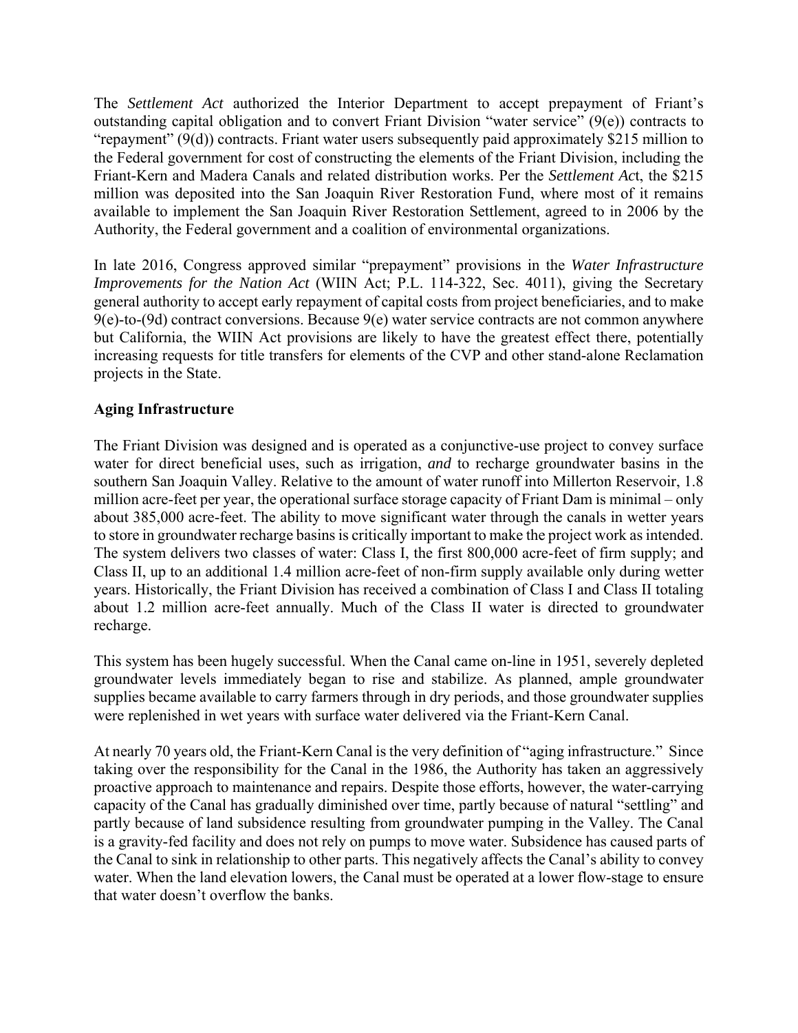The *Settlement Act* authorized the Interior Department to accept prepayment of Friant's outstanding capital obligation and to convert Friant Division "water service" (9(e)) contracts to "repayment" (9(d)) contracts. Friant water users subsequently paid approximately $215 million to the Federal government for cost of constructing the elements of the Friant Division, including the Friant-Kern and Madera Canals and related distribution works. Per the *Settlement Ac*t, the $215 million was deposited into the San Joaquin River Restoration Fund, where most of it remains available to implement the San Joaquin River Restoration Settlement, agreed to in 2006 by the Authority, the Federal government and a coalition of environmental organizations.

In late 2016, Congress approved similar "prepayment" provisions in the *Water Infrastructure Improvements for the Nation Act* (WIIN Act; P.L. 114-322, Sec. 4011), giving the Secretary general authority to accept early repayment of capital costs from project beneficiaries, and to make 9(e)-to-(9d) contract conversions. Because 9(e) water service contracts are not common anywhere but California, the WIIN Act provisions are likely to have the greatest effect there, potentially increasing requests for title transfers for elements of the CVP and other stand-alone Reclamation projects in the State.

**Aging Infrastructure**

The Friant Division was designed and is operated as a conjunctive-use project to convey surface water for direct beneficial uses, such as irrigation, *and* to recharge groundwater basins in the southern San Joaquin Valley. Relative to the amount of water runoff into Millerton Reservoir, 1.8 million acre-feet per year, the operational surface storage capacity of Friant Dam is minimal – only about 385,000 acre-feet. The ability to move significant water through the canals in wetter years to store in groundwater recharge basins is critically important to make the project work as intended. The system delivers two classes of water: Class I, the first 800,000 acre-feet of firm supply; and Class II, up to an additional 1.4 million acre-feet of non-firm supply available only during wetter years. Historically, the Friant Division has received a combination of Class I and Class II totaling about 1.2 million acre-feet annually. Much of the Class II water is directed to groundwater recharge.

This system has been hugely successful. When the Canal came on-line in 1951, severely depleted groundwater levels immediately began to rise and stabilize. As planned, ample groundwater supplies became available to carry farmers through in dry periods, and those groundwater supplies were replenished in wet years with surface water delivered via the Friant-Kern Canal.

At nearly 70 years old, the Friant-Kern Canal is the very definition of "aging infrastructure." Since taking over the responsibility for the Canal in the 1986, the Authority has taken an aggressively proactive approach to maintenance and repairs. Despite those efforts, however, the water-carrying capacity of the Canal has gradually diminished over time, partly because of natural "settling" and partly because of land subsidence resulting from groundwater pumping in the Valley. The Canal is a gravity-fed facility and does not rely on pumps to move water. Subsidence has caused parts of the Canal to sink in relationship to other parts. This negatively affects the Canal's ability to convey water. When the land elevation lowers, the Canal must be operated at a lower flow-stage to ensure that water doesn't overflow the banks.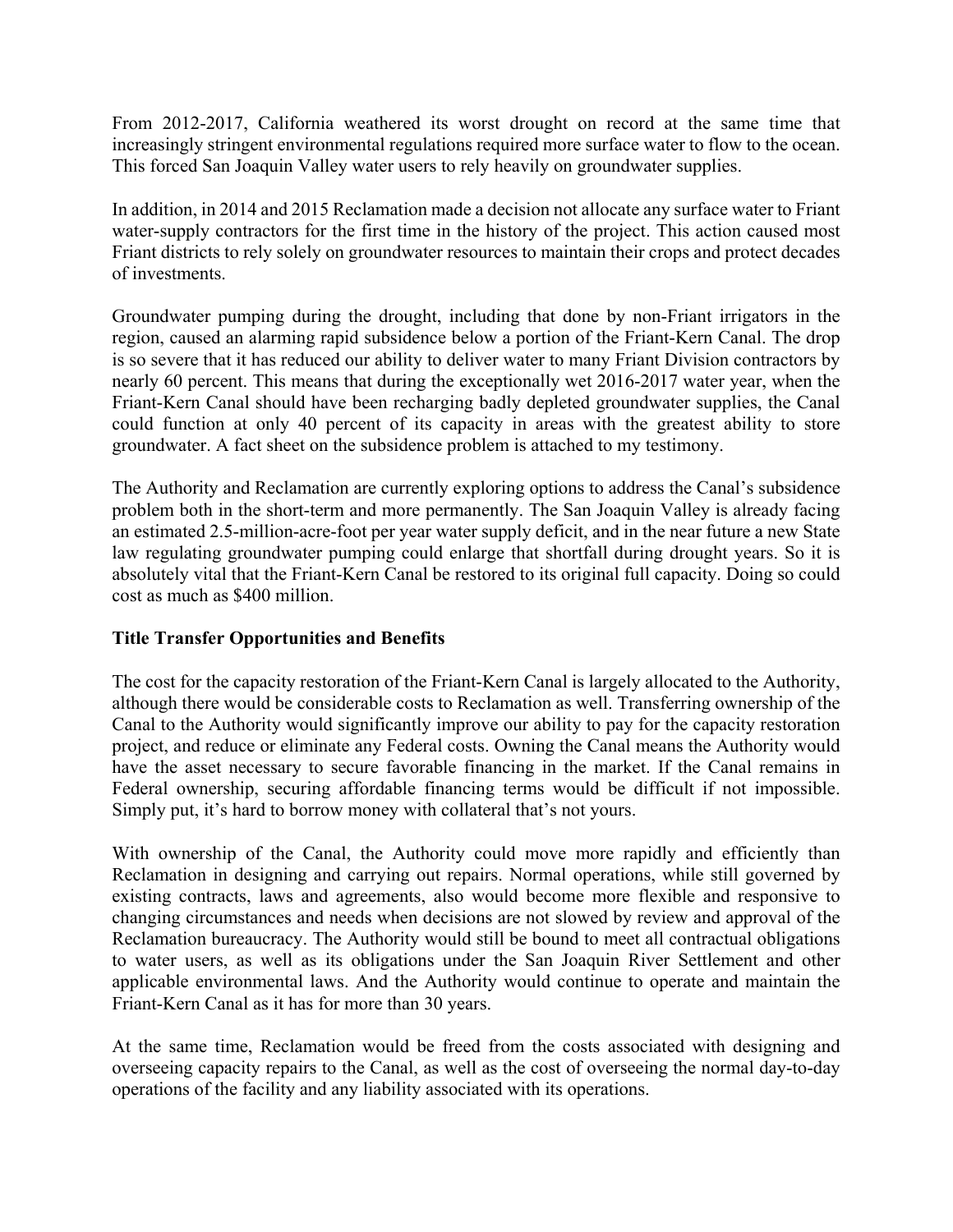From 2012-2017, California weathered its worst drought on record at the same time that increasingly stringent environmental regulations required more surface water to flow to the ocean. This forced San Joaquin Valley water users to rely heavily on groundwater supplies.

In addition, in 2014 and 2015 Reclamation made a decision not allocate any surface water to Friant water-supply contractors for the first time in the history of the project. This action caused most Friant districts to rely solely on groundwater resources to maintain their crops and protect decades of investments.

Groundwater pumping during the drought, including that done by non-Friant irrigators in the region, caused an alarming rapid subsidence below a portion of the Friant-Kern Canal. The drop is so severe that it has reduced our ability to deliver water to many Friant Division contractors by nearly 60 percent. This means that during the exceptionally wet 2016-2017 water year, when the Friant-Kern Canal should have been recharging badly depleted groundwater supplies, the Canal could function at only 40 percent of its capacity in areas with the greatest ability to store groundwater. A fact sheet on the subsidence problem is attached to my testimony.

The Authority and Reclamation are currently exploring options to address the Canal's subsidence problem both in the short-term and more permanently. The San Joaquin Valley is already facing an estimated 2.5-million-acre-foot per year water supply deficit, and in the near future a new State law regulating groundwater pumping could enlarge that shortfall during drought years. So it is absolutely vital that the Friant-Kern Canal be restored to its original full capacity. Doing so could cost as much as $400 million.

**Title Transfer Opportunities and Benefits**

The cost for the capacity restoration of the Friant-Kern Canal is largely allocated to the Authority, although there would be considerable costs to Reclamation as well. Transferring ownership of the Canal to the Authority would significantly improve our ability to pay for the capacity restoration project, and reduce or eliminate any Federal costs. Owning the Canal means the Authority would have the asset necessary to secure favorable financing in the market. If the Canal remains in Federal ownership, securing affordable financing terms would be difficult if not impossible. Simply put, it's hard to borrow money with collateral that's not yours.

With ownership of the Canal, the Authority could move more rapidly and efficiently than Reclamation in designing and carrying out repairs. Normal operations, while still governed by existing contracts, laws and agreements, also would become more flexible and responsive to changing circumstances and needs when decisions are not slowed by review and approval of the Reclamation bureaucracy. The Authority would still be bound to meet all contractual obligations to water users, as well as its obligations under the San Joaquin River Settlement and other applicable environmental laws. And the Authority would continue to operate and maintain the Friant-Kern Canal as it has for more than 30 years.

At the same time, Reclamation would be freed from the costs associated with designing and overseeing capacity repairs to the Canal, as well as the cost of overseeing the normal day-to-day operations of the facility and any liability associated with its operations.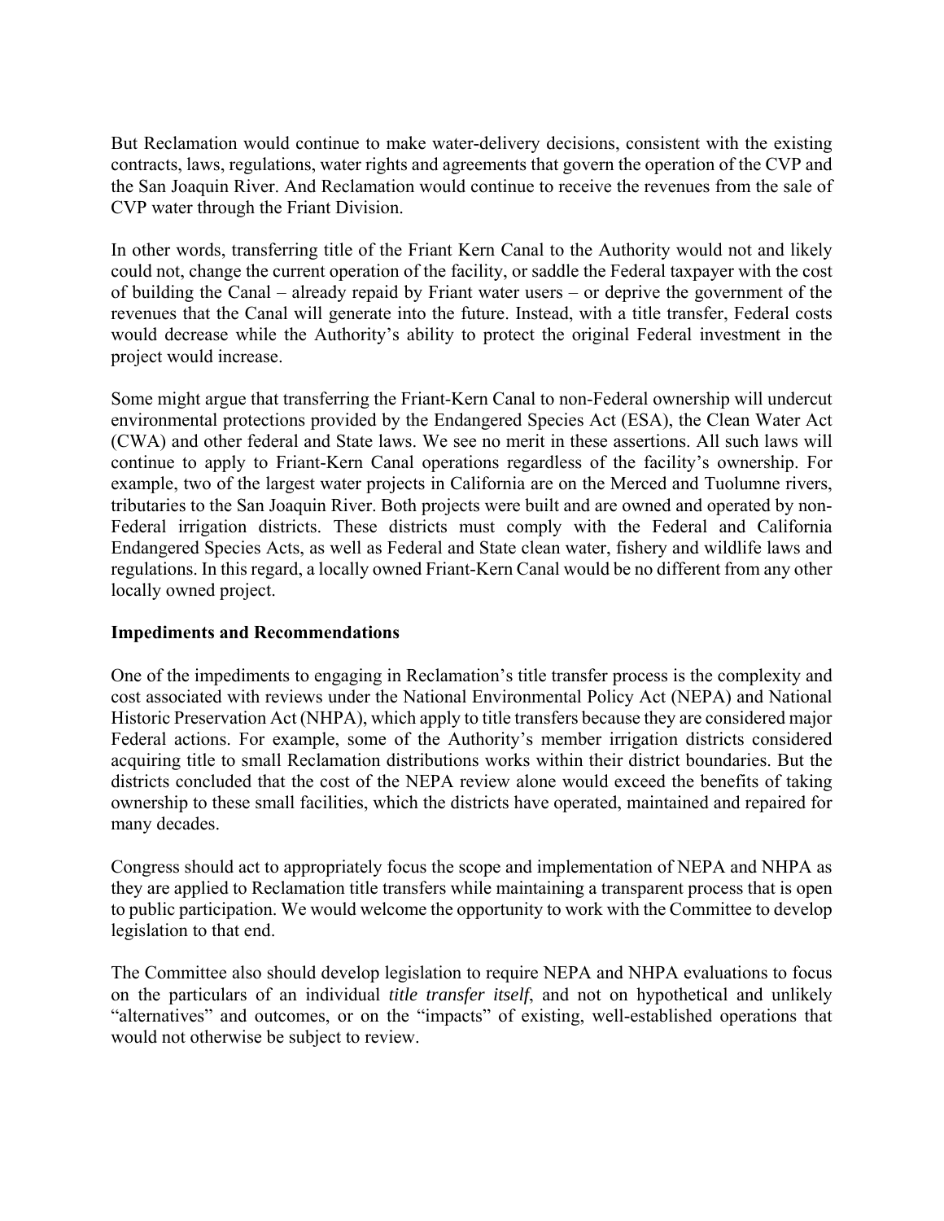But Reclamation would continue to make water-delivery decisions, consistent with the existing contracts, laws, regulations, water rights and agreements that govern the operation of the CVP and the San Joaquin River. And Reclamation would continue to receive the revenues from the sale of CVP water through the Friant Division.

In other words, transferring title of the Friant Kern Canal to the Authority would not and likely could not, change the current operation of the facility, or saddle the Federal taxpayer with the cost of building the Canal – already repaid by Friant water users – or deprive the government of the revenues that the Canal will generate into the future. Instead, with a title transfer, Federal costs would decrease while the Authority's ability to protect the original Federal investment in the project would increase.

Some might argue that transferring the Friant-Kern Canal to non-Federal ownership will undercut environmental protections provided by the Endangered Species Act (ESA), the Clean Water Act (CWA) and other federal and State laws. We see no merit in these assertions. All such laws will continue to apply to Friant-Kern Canal operations regardless of the facility's ownership. For example, two of the largest water projects in California are on the Merced and Tuolumne rivers, tributaries to the San Joaquin River. Both projects were built and are owned and operated by non-Federal irrigation districts. These districts must comply with the Federal and California Endangered Species Acts, as well as Federal and State clean water, fishery and wildlife laws and regulations. In this regard, a locally owned Friant-Kern Canal would be no different from any other locally owned project.

**Impediments and Recommendations**

One of the impediments to engaging in Reclamation's title transfer process is the complexity and cost associated with reviews under the National Environmental Policy Act (NEPA) and National Historic Preservation Act (NHPA), which apply to title transfers because they are considered major Federal actions. For example, some of the Authority's member irrigation districts considered acquiring title to small Reclamation distributions works within their district boundaries. But the districts concluded that the cost of the NEPA review alone would exceed the benefits of taking ownership to these small facilities, which the districts have operated, maintained and repaired for many decades.

Congress should act to appropriately focus the scope and implementation of NEPA and NHPA as they are applied to Reclamation title transfers while maintaining a transparent process that is open to public participation. We would welcome the opportunity to work with the Committee to develop legislation to that end.

The Committee also should develop legislation to require NEPA and NHPA evaluations to focus on the particulars of an individual *title transfer itself*, and not on hypothetical and unlikely "alternatives" and outcomes, or on the "impacts" of existing, well-established operations that would not otherwise be subject to review.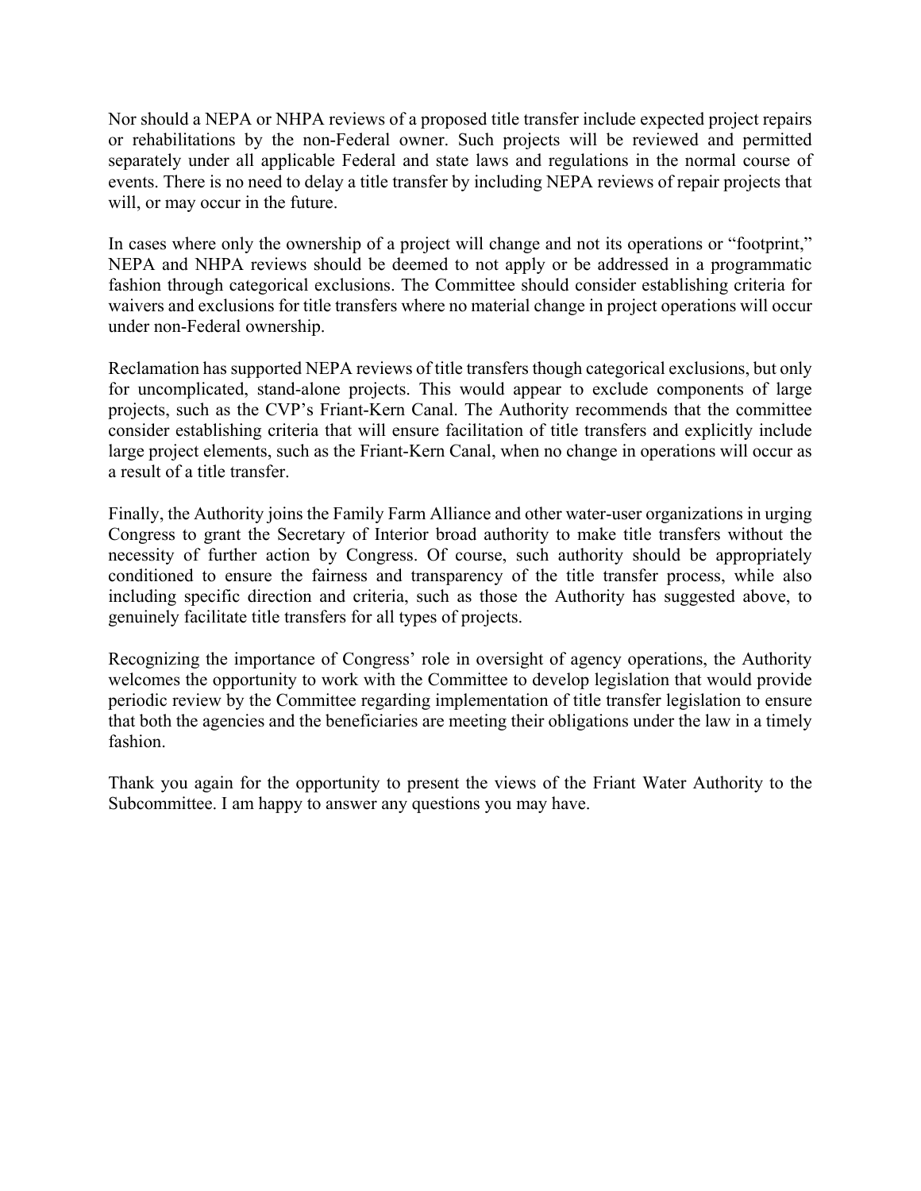Nor should a NEPA or NHPA reviews of a proposed title transfer include expected project repairs or rehabilitations by the non-Federal owner. Such projects will be reviewed and permitted separately under all applicable Federal and state laws and regulations in the normal course of events. There is no need to delay a title transfer by including NEPA reviews of repair projects that will, or may occur in the future.

In cases where only the ownership of a project will change and not its operations or "footprint," NEPA and NHPA reviews should be deemed to not apply or be addressed in a programmatic fashion through categorical exclusions. The Committee should consider establishing criteria for waivers and exclusions for title transfers where no material change in project operations will occur under non-Federal ownership.

Reclamation has supported NEPA reviews of title transfers though categorical exclusions, but only for uncomplicated, stand-alone projects. This would appear to exclude components of large projects, such as the CVP's Friant-Kern Canal. The Authority recommends that the committee consider establishing criteria that will ensure facilitation of title transfers and explicitly include large project elements, such as the Friant-Kern Canal, when no change in operations will occur as a result of a title transfer.

Finally, the Authority joins the Family Farm Alliance and other water-user organizations in urging Congress to grant the Secretary of Interior broad authority to make title transfers without the necessity of further action by Congress. Of course, such authority should be appropriately conditioned to ensure the fairness and transparency of the title transfer process, while also including specific direction and criteria, such as those the Authority has suggested above, to genuinely facilitate title transfers for all types of projects.

Recognizing the importance of Congress' role in oversight of agency operations, the Authority welcomes the opportunity to work with the Committee to develop legislation that would provide periodic review by the Committee regarding implementation of title transfer legislation to ensure that both the agencies and the beneficiaries are meeting their obligations under the law in a timely fashion.

Thank you again for the opportunity to present the views of the Friant Water Authority to the Subcommittee. I am happy to answer any questions you may have.